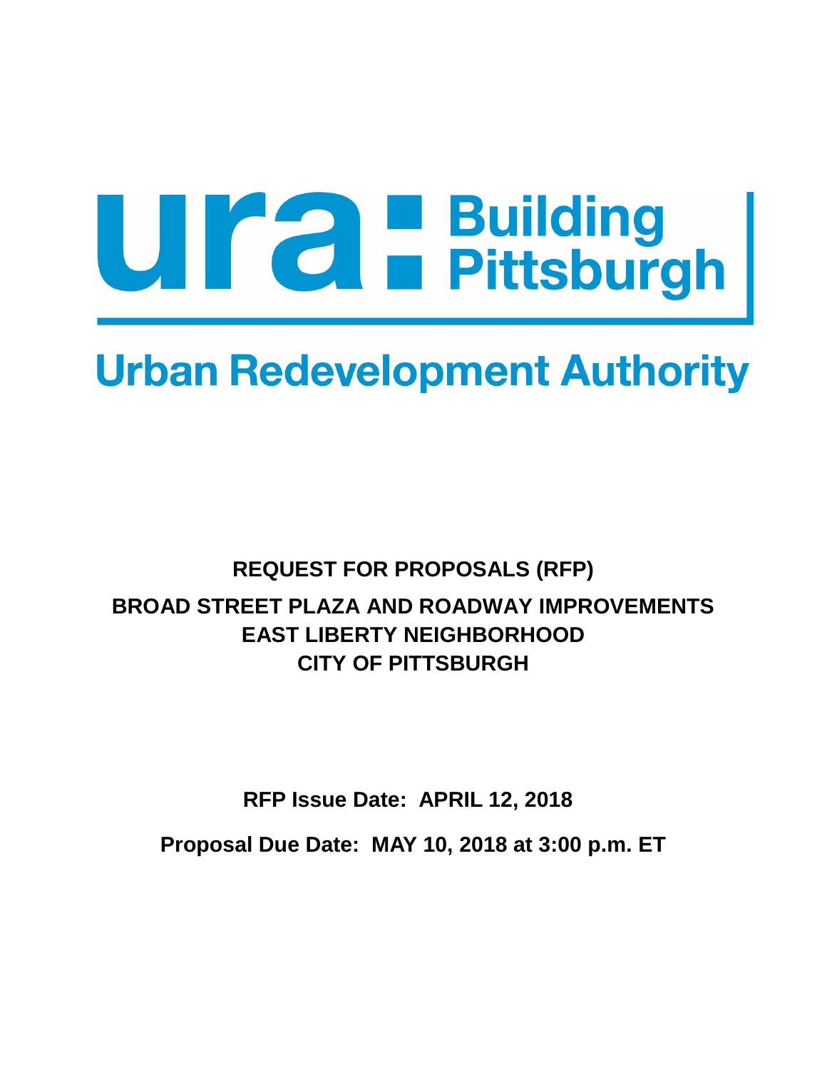ura: Building Pittsburgh

Urban Redevelopment Authority

# REQUEST FOR PROPOSALS (RFP)

# BROAD STREET PLAZA AND ROADWAY IMPROVEMENTS
# EAST LIBERTY NEIGHBORHOOD
# CITY OF PITTSBURGH

**RFP Issue Date: APRIL 12, 2018**

**Proposal Due Date: MAY 10, 2018 at 3:00 p.m. ET**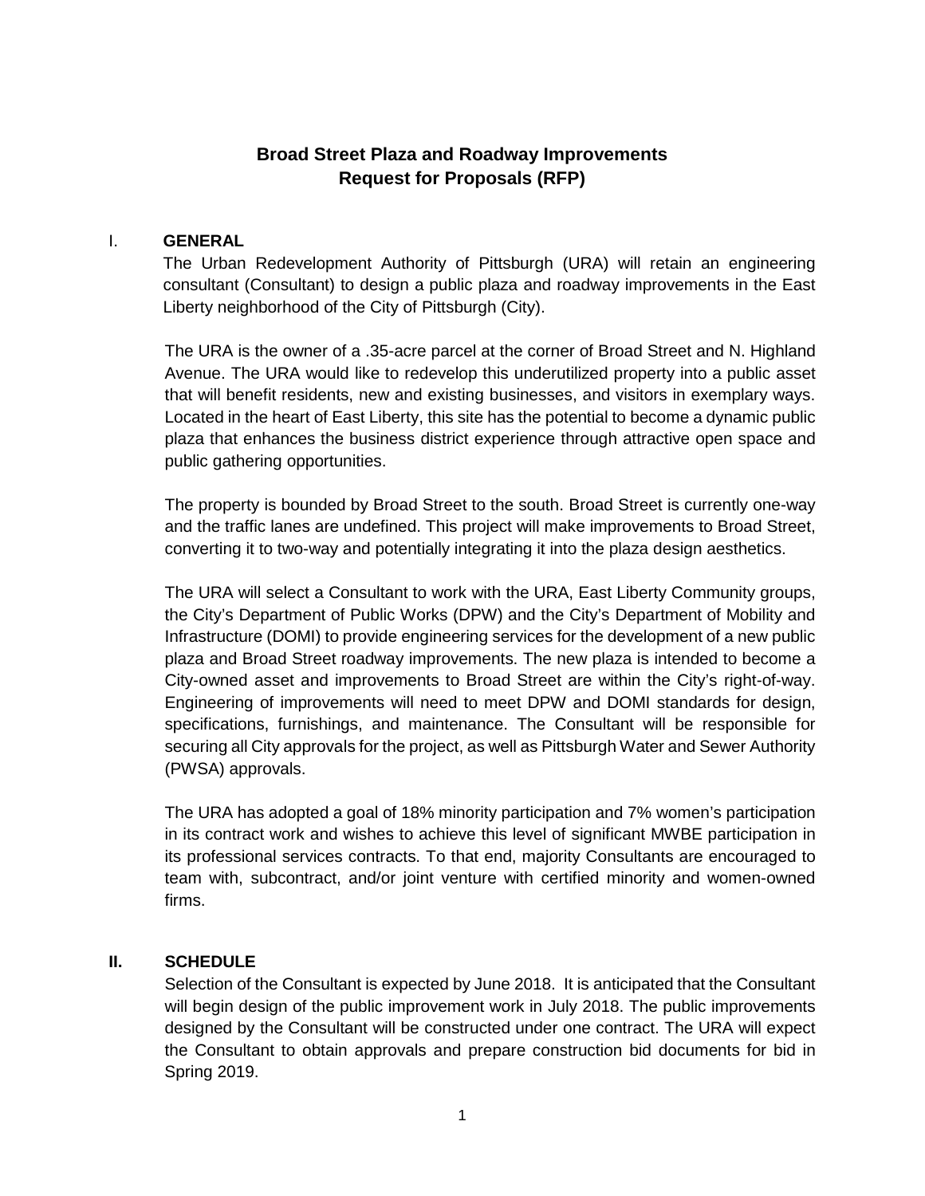# Broad Street Plaza and Roadway Improvements
# Request for Proposals (RFP)

## I. GENERAL

The Urban Redevelopment Authority of Pittsburgh (URA) will retain an engineering consultant (Consultant) to design a public plaza and roadway improvements in the East Liberty neighborhood of the City of Pittsburgh (City).

The URA is the owner of a .35-acre parcel at the corner of Broad Street and N. Highland Avenue. The URA would like to redevelop this underutilized property into a public asset that will benefit residents, new and existing businesses, and visitors in exemplary ways. Located in the heart of East Liberty, this site has the potential to become a dynamic public plaza that enhances the business district experience through attractive open space and public gathering opportunities.

The property is bounded by Broad Street to the south. Broad Street is currently one-way and the traffic lanes are undefined. This project will make improvements to Broad Street, converting it to two-way and potentially integrating it into the plaza design aesthetics.

The URA will select a Consultant to work with the URA, East Liberty Community groups, the City's Department of Public Works (DPW) and the City's Department of Mobility and Infrastructure (DOMI) to provide engineering services for the development of a new public plaza and Broad Street roadway improvements. The new plaza is intended to become a City-owned asset and improvements to Broad Street are within the City's right-of-way. Engineering of improvements will need to meet DPW and DOMI standards for design, specifications, furnishings, and maintenance. The Consultant will be responsible for securing all City approvals for the project, as well as Pittsburgh Water and Sewer Authority (PWSA) approvals.

The URA has adopted a goal of 18% minority participation and 7% women's participation in its contract work and wishes to achieve this level of significant MWBE participation in its professional services contracts. To that end, majority Consultants are encouraged to team with, subcontract, and/or joint venture with certified minority and women-owned firms.

## II. SCHEDULE

Selection of the Consultant is expected by June 2018. It is anticipated that the Consultant will begin design of the public improvement work in July 2018. The public improvements designed by the Consultant will be constructed under one contract. The URA will expect the Consultant to obtain approvals and prepare construction bid documents for bid in Spring 2019.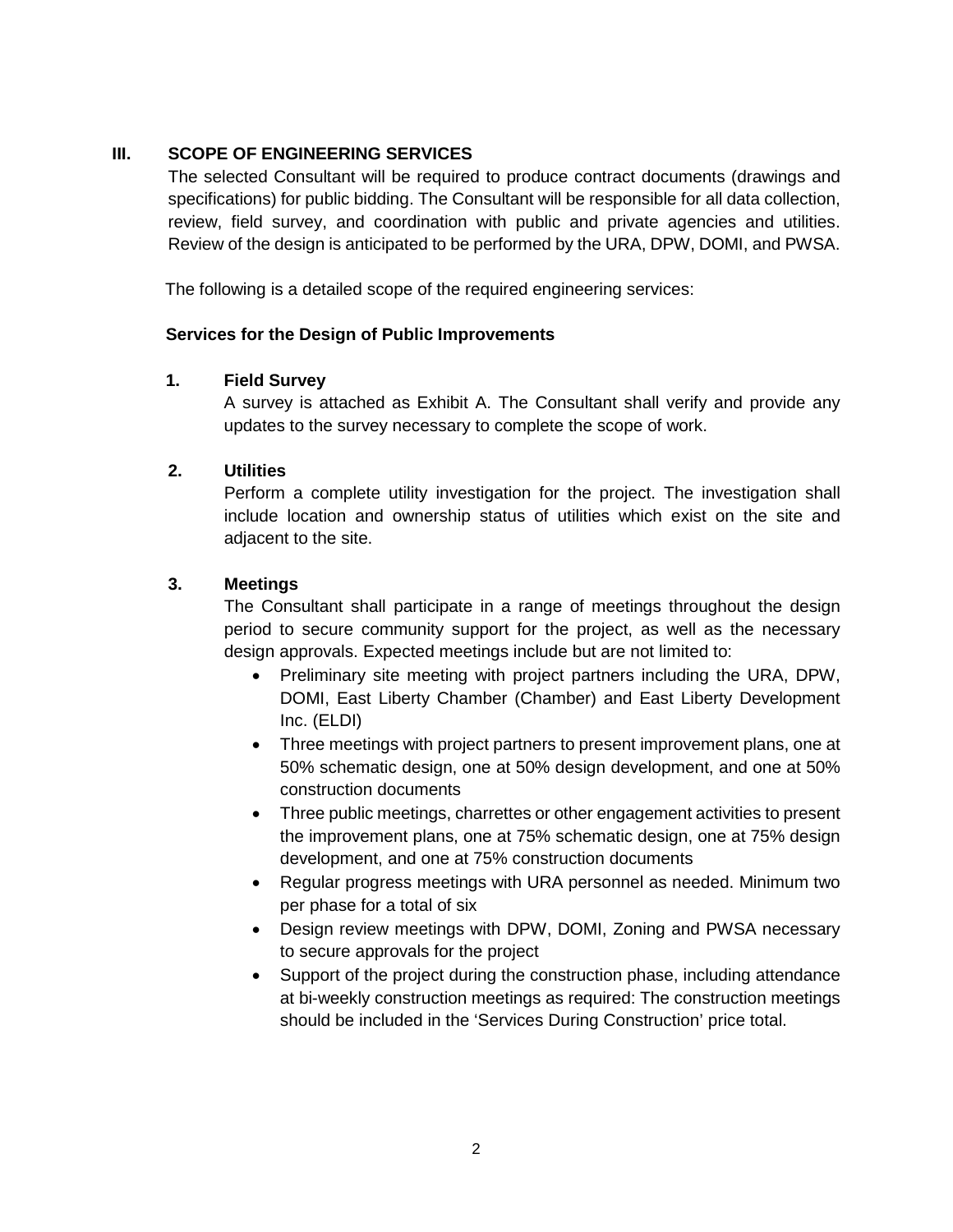## III. SCOPE OF ENGINEERING SERVICES

The selected Consultant will be required to produce contract documents (drawings and specifications) for public bidding. The Consultant will be responsible for all data collection, review, field survey, and coordination with public and private agencies and utilities. Review of the design is anticipated to be performed by the URA, DPW, DOMI, and PWSA.

The following is a detailed scope of the required engineering services:

**Services for the Design of Public Improvements**

**1. Field Survey**

A survey is attached as Exhibit A. The Consultant shall verify and provide any updates to the survey necessary to complete the scope of work.

**2. Utilities**

Perform a complete utility investigation for the project. The investigation shall include location and ownership status of utilities which exist on the site and adjacent to the site.

**3. Meetings**

The Consultant shall participate in a range of meetings throughout the design period to secure community support for the project, as well as the necessary design approvals. Expected meetings include but are not limited to:

- Preliminary site meeting with project partners including the URA, DPW, DOMI, East Liberty Chamber (Chamber) and East Liberty Development Inc. (ELDI)
- Three meetings with project partners to present improvement plans, one at 50% schematic design, one at 50% design development, and one at 50% construction documents
- Three public meetings, charrettes or other engagement activities to present the improvement plans, one at 75% schematic design, one at 75% design development, and one at 75% construction documents
- Regular progress meetings with URA personnel as needed. Minimum two per phase for a total of six
- Design review meetings with DPW, DOMI, Zoning and PWSA necessary to secure approvals for the project
- Support of the project during the construction phase, including attendance at bi-weekly construction meetings as required: The construction meetings should be included in the 'Services During Construction' price total.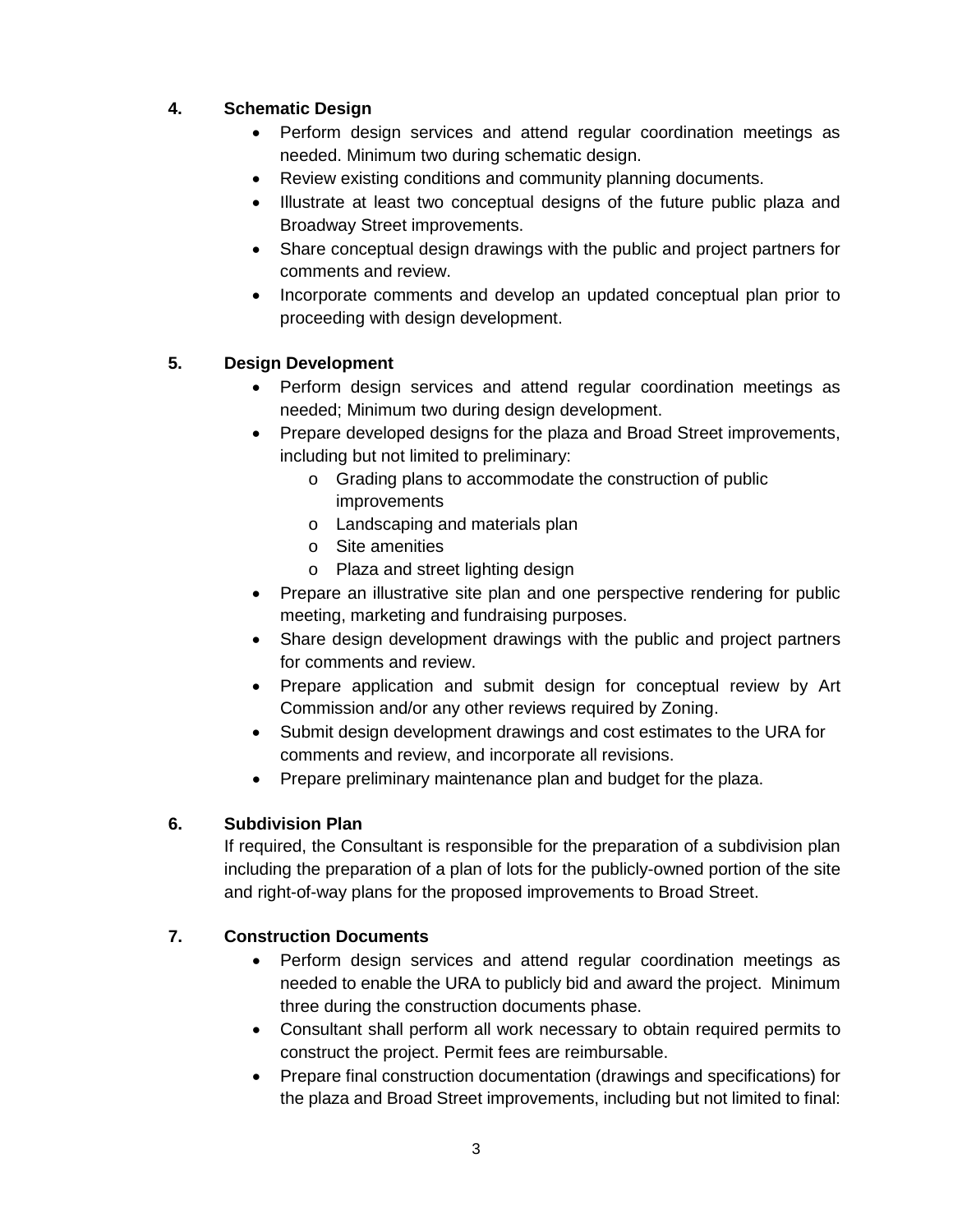**4. Schematic Design**

- Perform design services and attend regular coordination meetings as needed. Minimum two during schematic design.
- Review existing conditions and community planning documents.
- Illustrate at least two conceptual designs of the future public plaza and Broadway Street improvements.
- Share conceptual design drawings with the public and project partners for comments and review.
- Incorporate comments and develop an updated conceptual plan prior to proceeding with design development.

**5. Design Development**

- Perform design services and attend regular coordination meetings as needed; Minimum two during design development.
- Prepare developed designs for the plaza and Broad Street improvements, including but not limited to preliminary:
  - Grading plans to accommodate the construction of public improvements
  - Landscaping and materials plan
  - Site amenities
  - Plaza and street lighting design
- Prepare an illustrative site plan and one perspective rendering for public meeting, marketing and fundraising purposes.
- Share design development drawings with the public and project partners for comments and review.
- Prepare application and submit design for conceptual review by Art Commission and/or any other reviews required by Zoning.
- Submit design development drawings and cost estimates to the URA for comments and review, and incorporate all revisions.
- Prepare preliminary maintenance plan and budget for the plaza.

**6. Subdivision Plan**

If required, the Consultant is responsible for the preparation of a subdivision plan including the preparation of a plan of lots for the publicly-owned portion of the site and right-of-way plans for the proposed improvements to Broad Street.

**7. Construction Documents**

- Perform design services and attend regular coordination meetings as needed to enable the URA to publicly bid and award the project. Minimum three during the construction documents phase.
- Consultant shall perform all work necessary to obtain required permits to construct the project. Permit fees are reimbursable.
- Prepare final construction documentation (drawings and specifications) for the plaza and Broad Street improvements, including but not limited to final: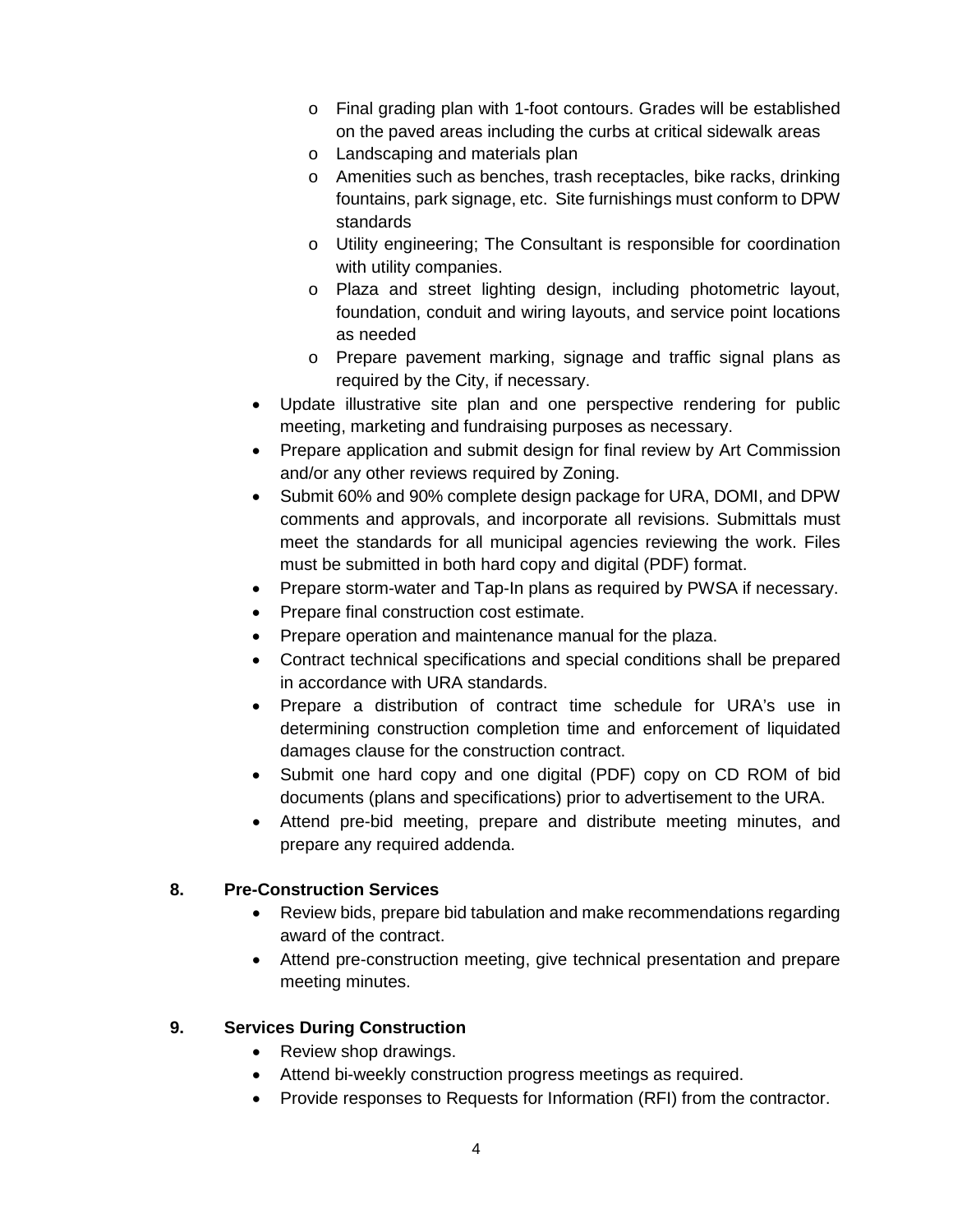- Final grading plan with 1-foot contours. Grades will be established on the paved areas including the curbs at critical sidewalk areas
  - Landscaping and materials plan
  - Amenities such as benches, trash receptacles, bike racks, drinking fountains, park signage, etc. Site furnishings must conform to DPW standards
  - Utility engineering; The Consultant is responsible for coordination with utility companies.
  - Plaza and street lighting design, including photometric layout, foundation, conduit and wiring layouts, and service point locations as needed
  - Prepare pavement marking, signage and traffic signal plans as required by the City, if necessary.
- Update illustrative site plan and one perspective rendering for public meeting, marketing and fundraising purposes as necessary.
- Prepare application and submit design for final review by Art Commission and/or any other reviews required by Zoning.
- Submit 60% and 90% complete design package for URA, DOMI, and DPW comments and approvals, and incorporate all revisions. Submittals must meet the standards for all municipal agencies reviewing the work. Files must be submitted in both hard copy and digital (PDF) format.
- Prepare storm-water and Tap-In plans as required by PWSA if necessary.
- Prepare final construction cost estimate.
- Prepare operation and maintenance manual for the plaza.
- Contract technical specifications and special conditions shall be prepared in accordance with URA standards.
- Prepare a distribution of contract time schedule for URA's use in determining construction completion time and enforcement of liquidated damages clause for the construction contract.
- Submit one hard copy and one digital (PDF) copy on CD ROM of bid documents (plans and specifications) prior to advertisement to the URA.
- Attend pre-bid meeting, prepare and distribute meeting minutes, and prepare any required addenda.

**8. Pre-Construction Services**

- Review bids, prepare bid tabulation and make recommendations regarding award of the contract.
- Attend pre-construction meeting, give technical presentation and prepare meeting minutes.

**9. Services During Construction**

- Review shop drawings.
- Attend bi-weekly construction progress meetings as required.
- Provide responses to Requests for Information (RFI) from the contractor.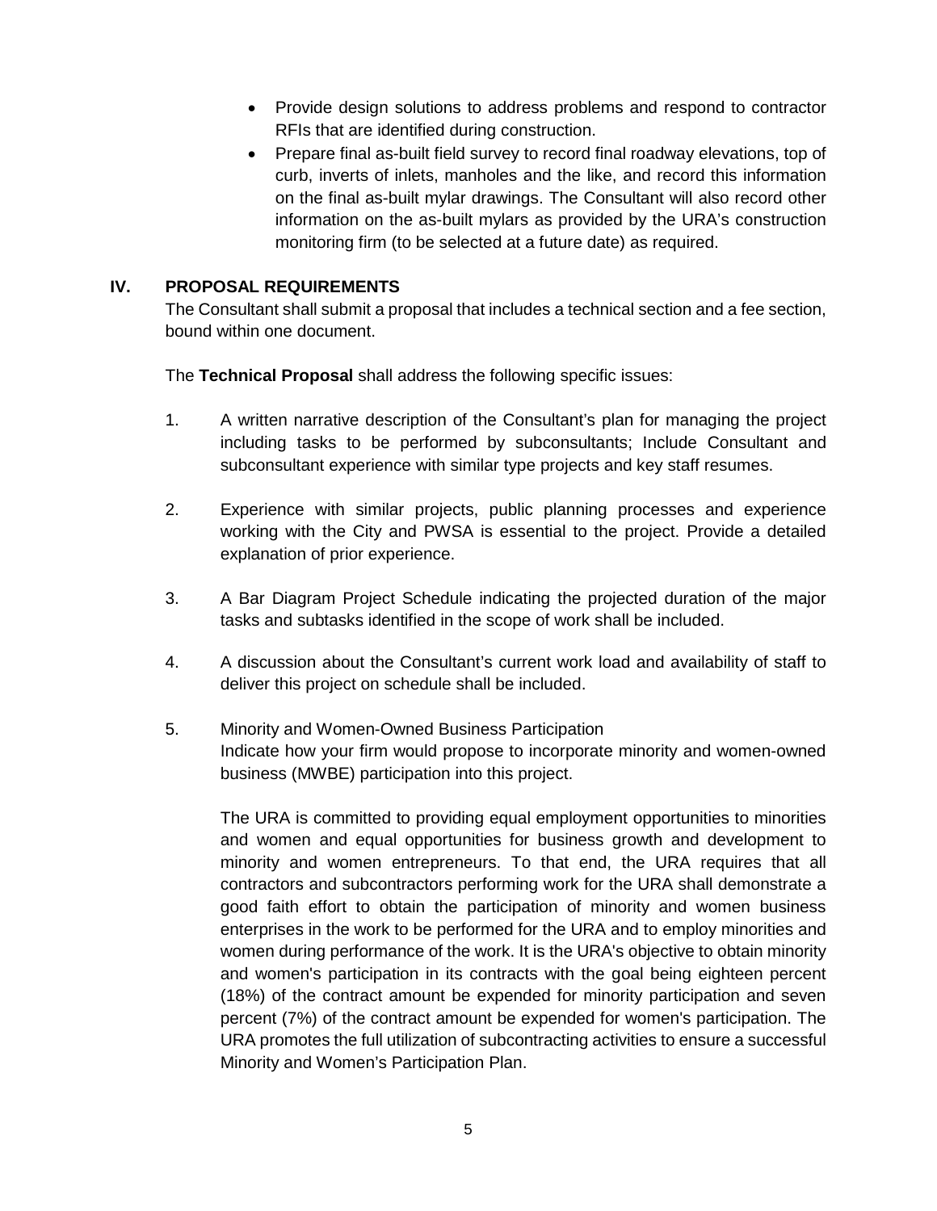- Provide design solutions to address problems and respond to contractor RFIs that are identified during construction.
- Prepare final as-built field survey to record final roadway elevations, top of curb, inverts of inlets, manholes and the like, and record this information on the final as-built mylar drawings. The Consultant will also record other information on the as-built mylars as provided by the URA's construction monitoring firm (to be selected at a future date) as required.

## IV. PROPOSAL REQUIREMENTS

The Consultant shall submit a proposal that includes a technical section and a fee section, bound within one document.

The **Technical Proposal** shall address the following specific issues:

1. A written narrative description of the Consultant's plan for managing the project including tasks to be performed by subconsultants; Include Consultant and subconsultant experience with similar type projects and key staff resumes.

2. Experience with similar projects, public planning processes and experience working with the City and PWSA is essential to the project. Provide a detailed explanation of prior experience.

3. A Bar Diagram Project Schedule indicating the projected duration of the major tasks and subtasks identified in the scope of work shall be included.

4. A discussion about the Consultant's current work load and availability of staff to deliver this project on schedule shall be included.

5. Minority and Women-Owned Business Participation
   Indicate how your firm would propose to incorporate minority and women-owned business (MWBE) participation into this project.

   The URA is committed to providing equal employment opportunities to minorities and women and equal opportunities for business growth and development to minority and women entrepreneurs. To that end, the URA requires that all contractors and subcontractors performing work for the URA shall demonstrate a good faith effort to obtain the participation of minority and women business enterprises in the work to be performed for the URA and to employ minorities and women during performance of the work. It is the URA's objective to obtain minority and women's participation in its contracts with the goal being eighteen percent (18%) of the contract amount be expended for minority participation and seven percent (7%) of the contract amount be expended for women's participation. The URA promotes the full utilization of subcontracting activities to ensure a successful Minority and Women's Participation Plan.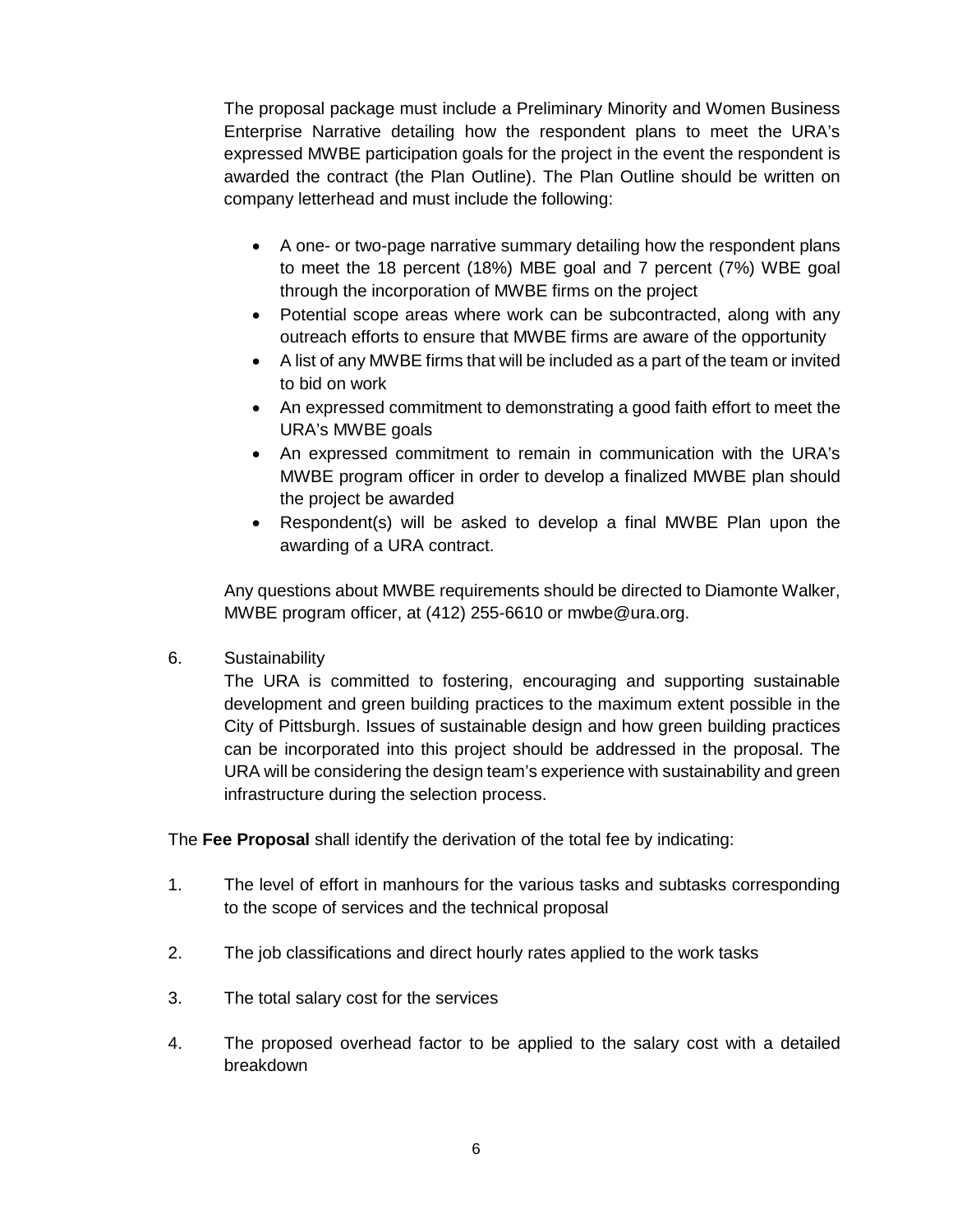The proposal package must include a Preliminary Minority and Women Business Enterprise Narrative detailing how the respondent plans to meet the URA's expressed MWBE participation goals for the project in the event the respondent is awarded the contract (the Plan Outline). The Plan Outline should be written on company letterhead and must include the following:

- A one- or two-page narrative summary detailing how the respondent plans to meet the 18 percent (18%) MBE goal and 7 percent (7%) WBE goal through the incorporation of MWBE firms on the project
- Potential scope areas where work can be subcontracted, along with any outreach efforts to ensure that MWBE firms are aware of the opportunity
- A list of any MWBE firms that will be included as a part of the team or invited to bid on work
- An expressed commitment to demonstrating a good faith effort to meet the URA's MWBE goals
- An expressed commitment to remain in communication with the URA's MWBE program officer in order to develop a finalized MWBE plan should the project be awarded
- Respondent(s) will be asked to develop a final MWBE Plan upon the awarding of a URA contract.

Any questions about MWBE requirements should be directed to Diamonte Walker, MWBE program officer, at (412) 255-6610 or mwbe@ura.org.

6. Sustainability

   The URA is committed to fostering, encouraging and supporting sustainable development and green building practices to the maximum extent possible in the City of Pittsburgh. Issues of sustainable design and how green building practices can be incorporated into this project should be addressed in the proposal. The URA will be considering the design team's experience with sustainability and green infrastructure during the selection process.

The **Fee Proposal** shall identify the derivation of the total fee by indicating:

1. The level of effort in manhours for the various tasks and subtasks corresponding to the scope of services and the technical proposal

2. The job classifications and direct hourly rates applied to the work tasks

3. The total salary cost for the services

4. The proposed overhead factor to be applied to the salary cost with a detailed breakdown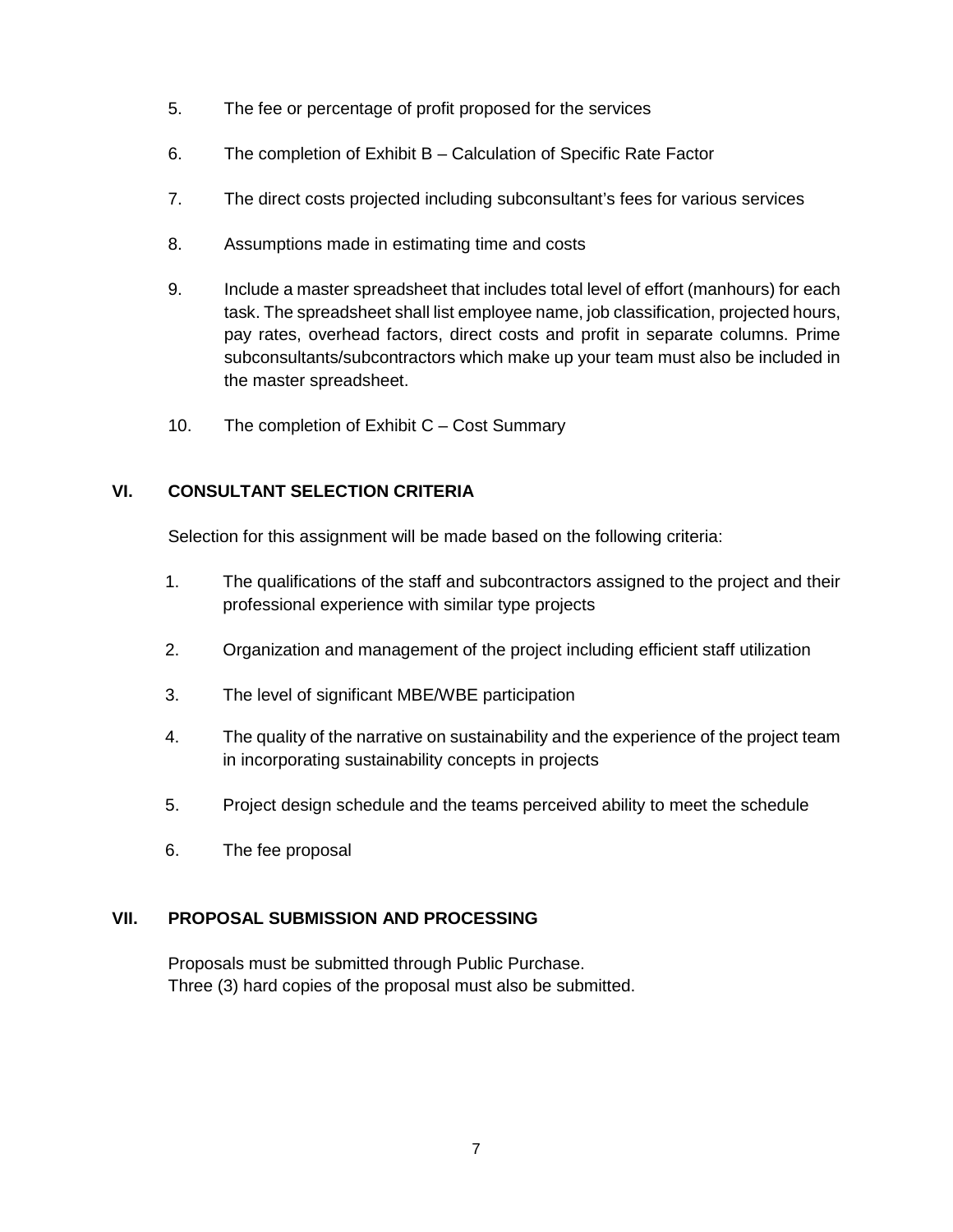5. The fee or percentage of profit proposed for the services

6. The completion of Exhibit B – Calculation of Specific Rate Factor

7. The direct costs projected including subconsultant's fees for various services

8. Assumptions made in estimating time and costs

9. Include a master spreadsheet that includes total level of effort (manhours) for each task. The spreadsheet shall list employee name, job classification, projected hours, pay rates, overhead factors, direct costs and profit in separate columns. Prime subconsultants/subcontractors which make up your team must also be included in the master spreadsheet.

10. The completion of Exhibit C – Cost Summary

## VI. CONSULTANT SELECTION CRITERIA

Selection for this assignment will be made based on the following criteria:

1. The qualifications of the staff and subcontractors assigned to the project and their professional experience with similar type projects

2. Organization and management of the project including efficient staff utilization

3. The level of significant MBE/WBE participation

4. The quality of the narrative on sustainability and the experience of the project team in incorporating sustainability concepts in projects

5. Project design schedule and the teams perceived ability to meet the schedule

6. The fee proposal

## VII. PROPOSAL SUBMISSION AND PROCESSING

Proposals must be submitted through Public Purchase.
Three (3) hard copies of the proposal must also be submitted.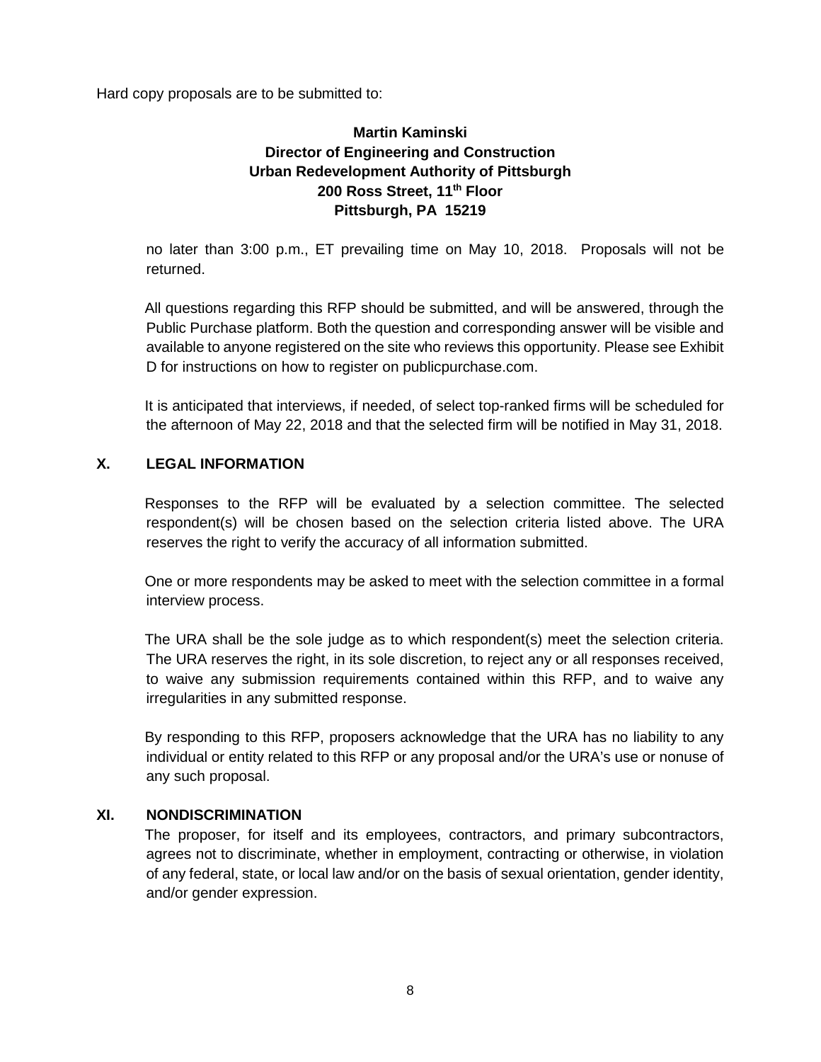Hard copy proposals are to be submitted to:

**Martin Kaminski**
**Director of Engineering and Construction**
**Urban Redevelopment Authority of Pittsburgh**
**200 Ross Street, 11th Floor**
**Pittsburgh, PA 15219**

no later than 3:00 p.m., ET prevailing time on May 10, 2018. Proposals will not be returned.

All questions regarding this RFP should be submitted, and will be answered, through the Public Purchase platform. Both the question and corresponding answer will be visible and available to anyone registered on the site who reviews this opportunity. Please see Exhibit D for instructions on how to register on publicpurchase.com.

It is anticipated that interviews, if needed, of select top-ranked firms will be scheduled for the afternoon of May 22, 2018 and that the selected firm will be notified in May 31, 2018.

## X. LEGAL INFORMATION

Responses to the RFP will be evaluated by a selection committee. The selected respondent(s) will be chosen based on the selection criteria listed above. The URA reserves the right to verify the accuracy of all information submitted.

One or more respondents may be asked to meet with the selection committee in a formal interview process.

The URA shall be the sole judge as to which respondent(s) meet the selection criteria. The URA reserves the right, in its sole discretion, to reject any or all responses received, to waive any submission requirements contained within this RFP, and to waive any irregularities in any submitted response.

By responding to this RFP, proposers acknowledge that the URA has no liability to any individual or entity related to this RFP or any proposal and/or the URA's use or nonuse of any such proposal.

## XI. NONDISCRIMINATION

The proposer, for itself and its employees, contractors, and primary subcontractors, agrees not to discriminate, whether in employment, contracting or otherwise, in violation of any federal, state, or local law and/or on the basis of sexual orientation, gender identity, and/or gender expression.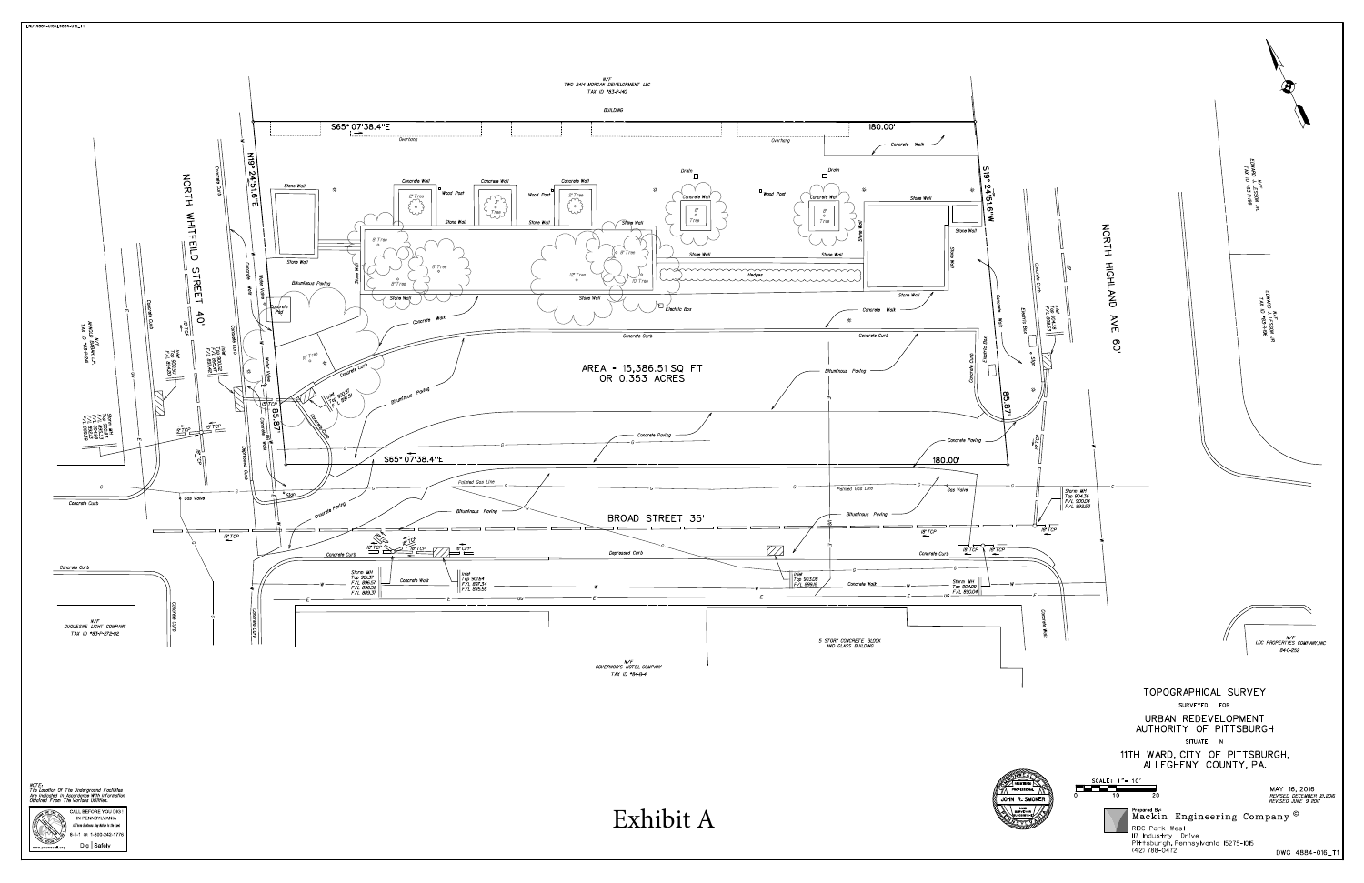N/F
TWO 24/4 MORGAN DEVELOPMENT LLC
TAX ID *83-F-140

BUILDING

S65° 07'38.4"E 180.00'

N19° 24'51.6"E

S19° 24'51.6"W

NORTH WHITFEILD STREET 40'

NORTH HIGHLAND AVE 60'

AREA = 15,386.51 SQ FT
OR 0.353 ACRES

85.87'

85.87'

S65° 07'38.4"E 180.00'

BROAD STREET 35'

N/F
DUQUESNE LIGHT COMPANY
TAX ID *83-F-272-02

5 STORY CONCRETE BLOCK
AND GLASS BUILDING

N/F
GOVERNOR'S HOTEL COMPANY
TAX ID *84-B-4

N/F
LDC PROPERTIES COMPANY, INC
84-C-252

TOPOGRAPHICAL SURVEY
SURVEYED FOR
URBAN REDEVELOPMENT
AUTHORITY OF PITTSBURGH
SITUATE IN
11TH WARD, CITY OF PITTSBURGH,
ALLEGHENY COUNTY, PA.

SCALE: 1" = 10'

MAY 16, 2016
REVISED DECEMBER 21, 2016
REVISED JUNE 9, 2017

JOHN R. SMOKER

Prepared By:
Mackin Engineering Company ©
RIDC Park West
117 Industry Drive
Pittsburgh, Pennsylvania 15275-1015
(412) 788-0472

DWG 4884-016_T1

NOTE:
The Location Of The Underground Facilities Are Indicated In Accordance With Information Obtained From The Various Utilities.

CALL BEFORE YOU DIG!
IN PENNSYLVANIA
8-1-1 or 1-800-242-1776
Dig Safely

Exhibit A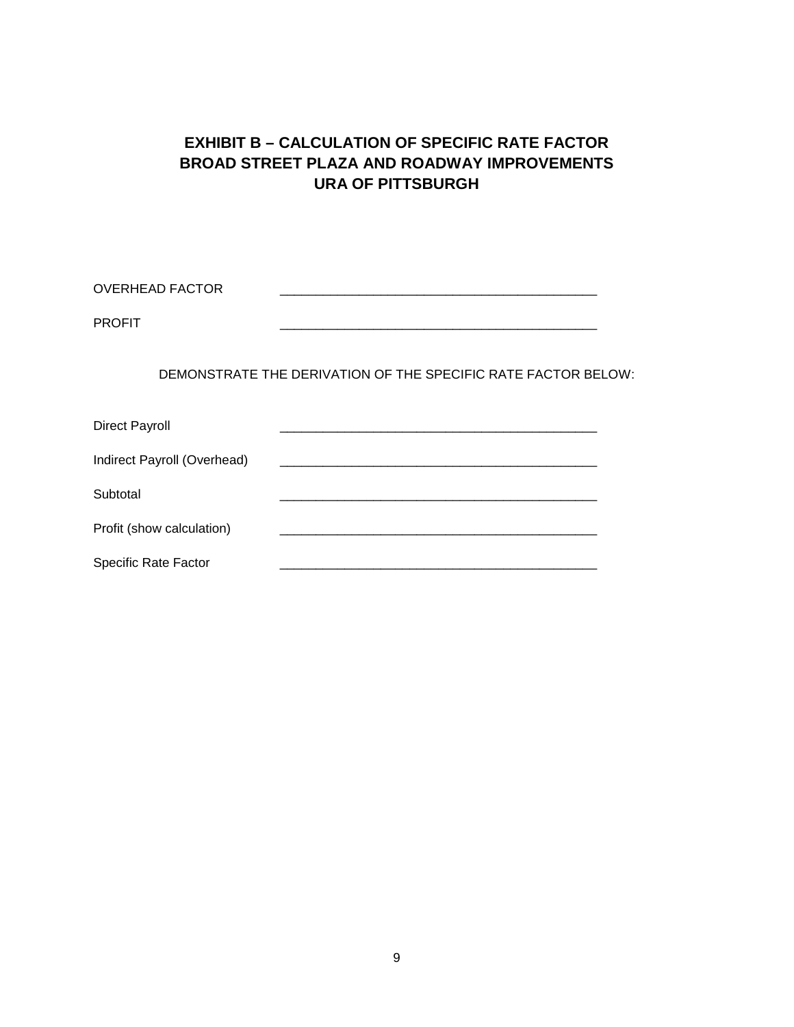# EXHIBIT B – CALCULATION OF SPECIFIC RATE FACTOR
# BROAD STREET PLAZA AND ROADWAY IMPROVEMENTS
# URA OF PITTSBURGH

OVERHEAD FACTOR \_\_\_\_\_\_\_\_\_\_\_\_\_\_\_\_\_\_\_\_\_\_\_\_\_\_\_\_\_\_\_\_\_\_\_\_\_\_\_\_\_\_\_\_

PROFIT \_\_\_\_\_\_\_\_\_\_\_\_\_\_\_\_\_\_\_\_\_\_\_\_\_\_\_\_\_\_\_\_\_\_\_\_\_\_\_\_\_\_\_\_

DEMONSTRATE THE DERIVATION OF THE SPECIFIC RATE FACTOR BELOW:

Direct Payroll \_\_\_\_\_\_\_\_\_\_\_\_\_\_\_\_\_\_\_\_\_\_\_\_\_\_\_\_\_\_\_\_\_\_\_\_\_\_\_\_\_\_\_\_

Indirect Payroll (Overhead) \_\_\_\_\_\_\_\_\_\_\_\_\_\_\_\_\_\_\_\_\_\_\_\_\_\_\_\_\_\_\_\_\_\_\_\_\_\_\_\_\_\_\_\_

Subtotal \_\_\_\_\_\_\_\_\_\_\_\_\_\_\_\_\_\_\_\_\_\_\_\_\_\_\_\_\_\_\_\_\_\_\_\_\_\_\_\_\_\_\_\_

Profit (show calculation) \_\_\_\_\_\_\_\_\_\_\_\_\_\_\_\_\_\_\_\_\_\_\_\_\_\_\_\_\_\_\_\_\_\_\_\_\_\_\_\_\_\_\_\_

Specific Rate Factor \_\_\_\_\_\_\_\_\_\_\_\_\_\_\_\_\_\_\_\_\_\_\_\_\_\_\_\_\_\_\_\_\_\_\_\_\_\_\_\_\_\_\_\_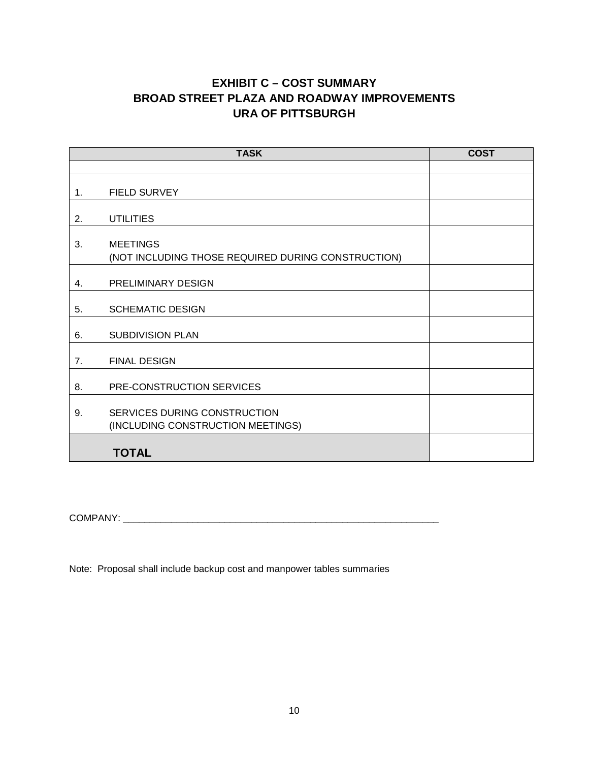# EXHIBIT C – COST SUMMARY
# BROAD STREET PLAZA AND ROADWAY IMPROVEMENTS
# URA OF PITTSBURGH

| TASK | COST |
|---|---|
| | |
| 1. FIELD SURVEY | |
| 2. UTILITIES | |
| 3. MEETINGS (NOT INCLUDING THOSE REQUIRED DURING CONSTRUCTION) | |
| 4. PRELIMINARY DESIGN | |
| 5. SCHEMATIC DESIGN | |
| 6. SUBDIVISION PLAN | |
| 7. FINAL DESIGN | |
| 8. PRE-CONSTRUCTION SERVICES | |
| 9. SERVICES DURING CONSTRUCTION (INCLUDING CONSTRUCTION MEETINGS) | |
| **TOTAL** | |

COMPANY: ____________________________________________________________

Note: Proposal shall include backup cost and manpower tables summaries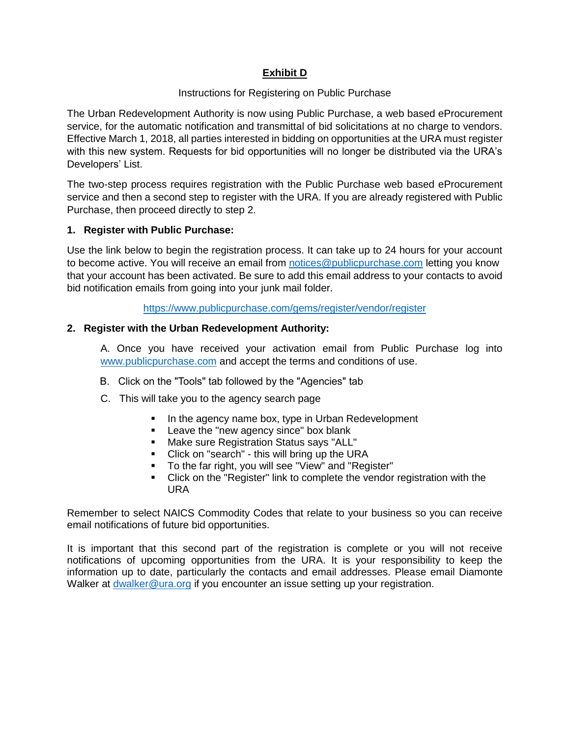# Exhibit D

Instructions for Registering on Public Purchase

The Urban Redevelopment Authority is now using Public Purchase, a web based eProcurement service, for the automatic notification and transmittal of bid solicitations at no charge to vendors. Effective March 1, 2018, all parties interested in bidding on opportunities at the URA must register with this new system. Requests for bid opportunities will no longer be distributed via the URA's Developers' List.

The two-step process requires registration with the Public Purchase web based eProcurement service and then a second step to register with the URA. If you are already registered with Public Purchase, then proceed directly to step 2.

**1. Register with Public Purchase:**

Use the link below to begin the registration process. It can take up to 24 hours for your account to become active. You will receive an email from notices@publicpurchase.com letting you know that your account has been activated. Be sure to add this email address to your contacts to avoid bid notification emails from going into your junk mail folder.

https://www.publicpurchase.com/gems/register/vendor/register

**2. Register with the Urban Redevelopment Authority:**

A. Once you have received your activation email from Public Purchase log into www.publicpurchase.com and accept the terms and conditions of use.

B. Click on the "Tools" tab followed by the "Agencies" tab

C. This will take you to the agency search page

- In the agency name box, type in Urban Redevelopment
- Leave the "new agency since" box blank
- Make sure Registration Status says "ALL"
- Click on "search" - this will bring up the URA
- To the far right, you will see "View" and "Register"
- Click on the "Register" link to complete the vendor registration with the URA

Remember to select NAICS Commodity Codes that relate to your business so you can receive email notifications of future bid opportunities.

It is important that this second part of the registration is complete or you will not receive notifications of upcoming opportunities from the URA. It is your responsibility to keep the information up to date, particularly the contacts and email addresses. Please email Diamonte Walker at dwalker@ura.org if you encounter an issue setting up your registration.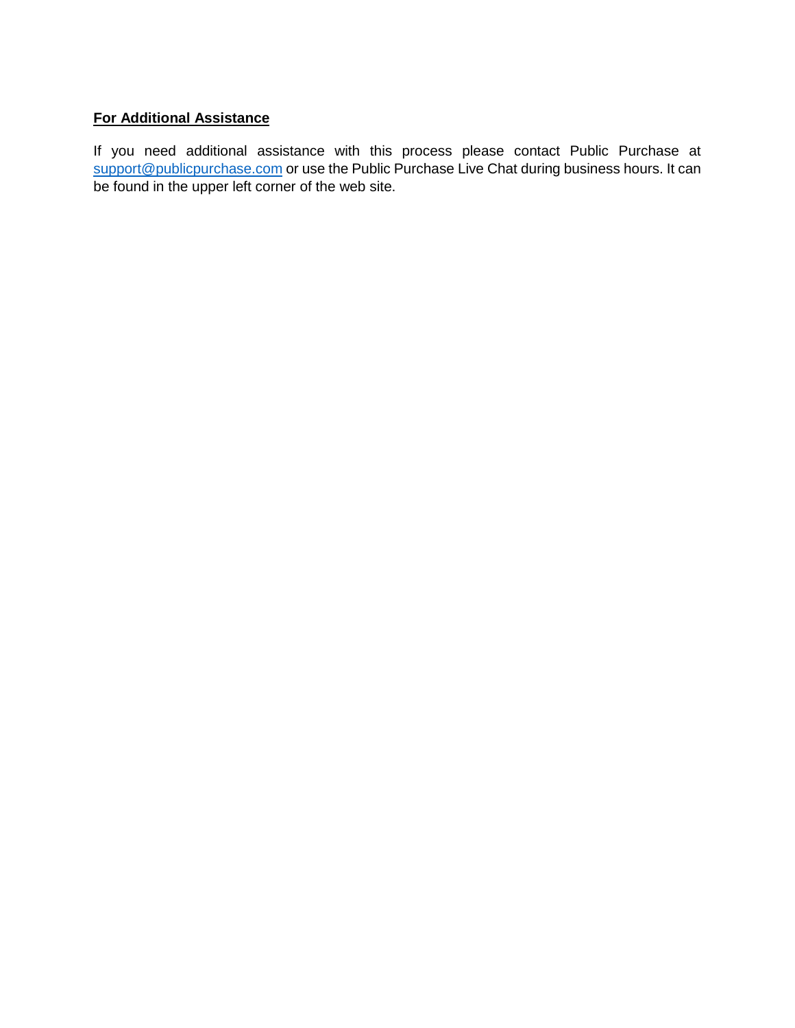**For Additional Assistance**

If you need additional assistance with this process please contact Public Purchase at support@publicpurchase.com or use the Public Purchase Live Chat during business hours. It can be found in the upper left corner of the web site.